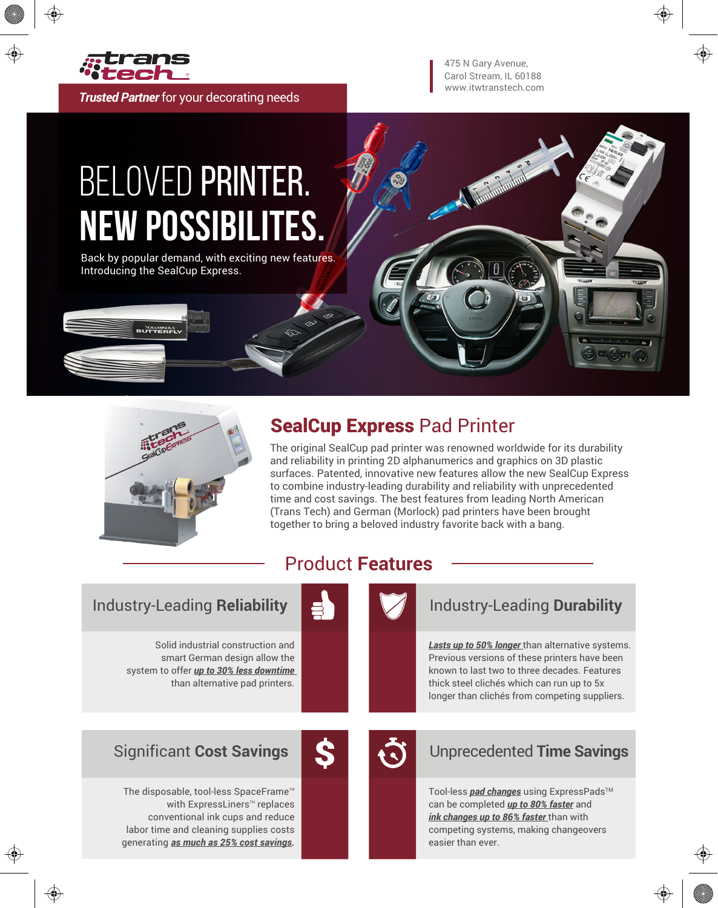trans tech

**Trusted Partner** for your decorating needs

475 N Gary Avenue,
Carol Stream, IL 60188
www.itwtranstech.com

# BELOVED PRINTER. NEW POSSIBILITES.

Back by popular demand, with exciting new features. Introducing the SealCup Express.

## SealCup Express Pad Printer

The original SealCup pad printer was renowned worldwide for its durability and reliability in printing 2D alphanumerics and graphics on 3D plastic surfaces. Patented, innovative new features allow the new SealCup Express to combine industry-leading durability and reliability with unprecedented time and cost savings. The best features from leading North American (Trans Tech) and German (Morlock) pad printers have been brought together to bring a beloved industry favorite back with a bang.

## Product **Features**

### Industry-Leading **Reliability**

Solid industrial construction and smart German design allow the system to offer ***up to 30% less downtime*** than alternative pad printers.

### Industry-Leading **Durability**

***Lasts up to 50% longer*** than alternative systems. Previous versions of these printers have been known to last two to three decades. Features thick steel clichés which can run up to 5x longer than clichés from competing suppliers.

### Significant **Cost Savings**

The disposable, tool-less SpaceFrame™ with ExpressLiners™ replaces conventional ink cups and reduce labor time and cleaning supplies costs generating ***as much as 25% cost savings***.

### Unprecedented **Time Savings**

Tool-less ***pad changes*** using ExpressPads™ can be completed ***up to 80% faster*** and ***ink changes up to 86% faster*** than with competing systems, making changeovers easier than ever.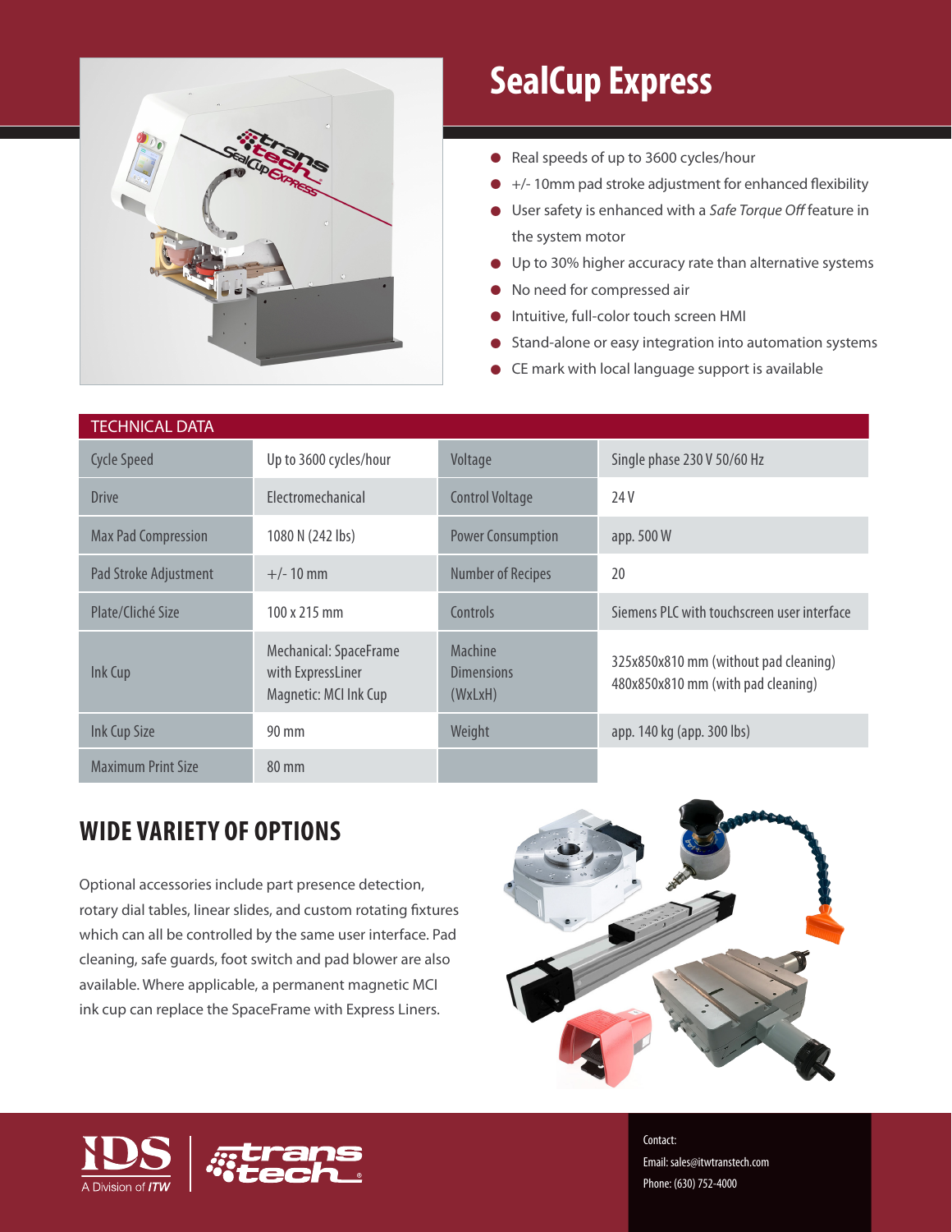# SealCup Express

- Real speeds of up to 3600 cycles/hour
- +/- 10mm pad stroke adjustment for enhanced flexibility
- User safety is enhanced with a *Safe Torque Off* feature in the system motor
- Up to 30% higher accuracy rate than alternative systems
- No need for compressed air
- Intuitive, full-color touch screen HMI
- Stand-alone or easy integration into automation systems
- CE mark with local language support is available

## TECHNICAL DATA

| | | | |
|---|---|---|---|
| Cycle Speed | Up to 3600 cycles/hour | Voltage | Single phase 230 V 50/60 Hz |
| Drive | Electromechanical | Control Voltage | 24 V |
| Max Pad Compression | 1080 N (242 lbs) | Power Consumption | app. 500 W |
| Pad Stroke Adjustment | +/- 10 mm | Number of Recipes | 20 |
| Plate/Cliché Size | 100 x 215 mm | Controls | Siemens PLC with touchscreen user interface |
| Ink Cup | Mechanical: SpaceFrame with ExpressLiner<br>Magnetic: MCI Ink Cup | Machine Dimensions (WxLxH) | 325x850x810 mm (without pad cleaning)<br>480x850x810 mm (with pad cleaning) |
| Ink Cup Size | 90 mm | Weight | app. 140 kg (app. 300 lbs) |
| Maximum Print Size | 80 mm | | |

## WIDE VARIETY OF OPTIONS

Optional accessories include part presence detection, rotary dial tables, linear slides, and custom rotating fixtures which can all be controlled by the same user interface. Pad cleaning, safe guards, foot switch and pad blower are also available. Where applicable, a permanent magnetic MCI ink cup can replace the SpaceFrame with Express Liners.

IDS A Division of ITW | trans tech

Contact:
Email: sales@itwtranstech.com
Phone: (630) 752-4000